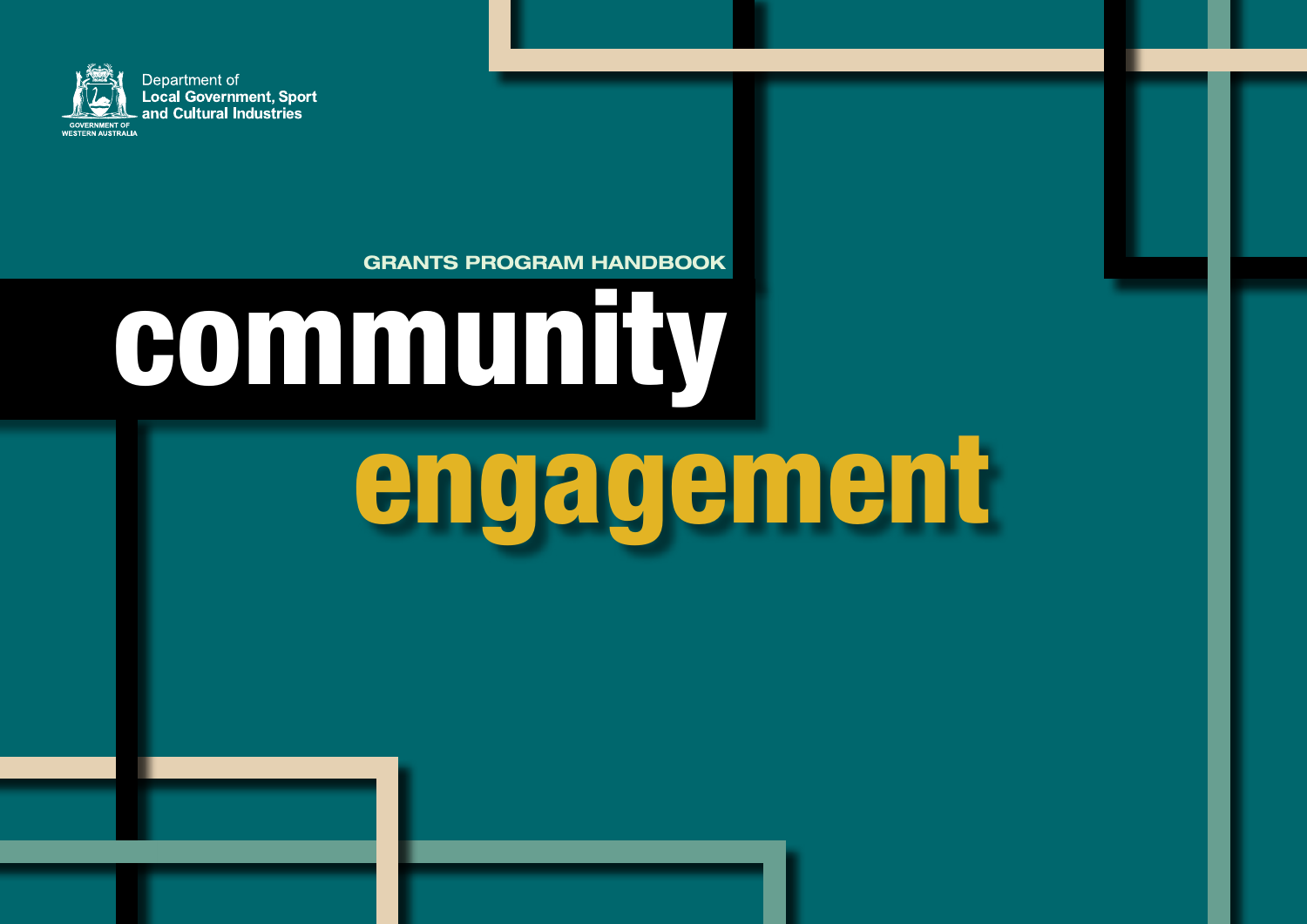Department of
**Local Government, Sport and Cultural Industries**

GOVERNMENT OF
WESTERN AUSTRALIA

GRANTS PROGRAM HANDBOOK

# community engagement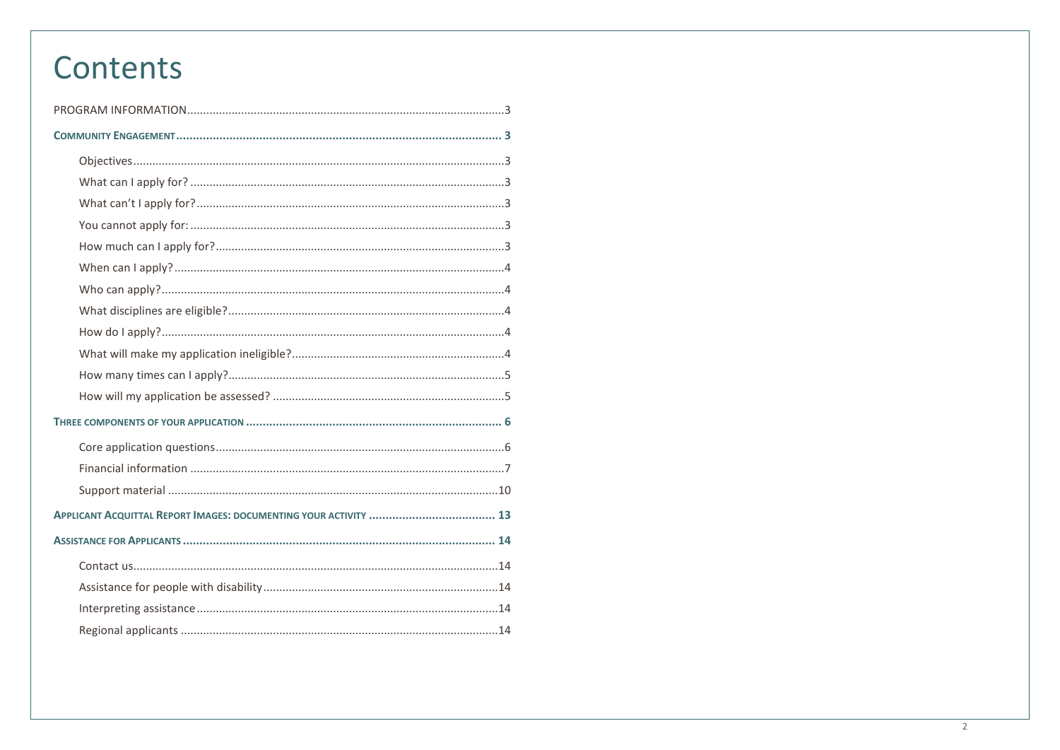# Contents

PROGRAM INFORMATION....3

**COMMUNITY ENGAGEMENT....3**

- Objectives....3
- What can I apply for?....3
- What can't I apply for?....3
- You cannot apply for:....3
- How much can I apply for?....3
- When can I apply?....4
- Who can apply?....4
- What disciplines are eligible?....4
- How do I apply?....4
- What will make my application ineligible?....4
- How many times can I apply?....5
- How will my application be assessed?....5

**THREE COMPONENTS OF YOUR APPLICATION....6**

- Core application questions....6
- Financial information....7
- Support material....10

**APPLICANT ACQUITTAL REPORT IMAGES: DOCUMENTING YOUR ACTIVITY....13**

**ASSISTANCE FOR APPLICANTS....14**

- Contact us....14
- Assistance for people with disability....14
- Interpreting assistance....14
- Regional applicants....14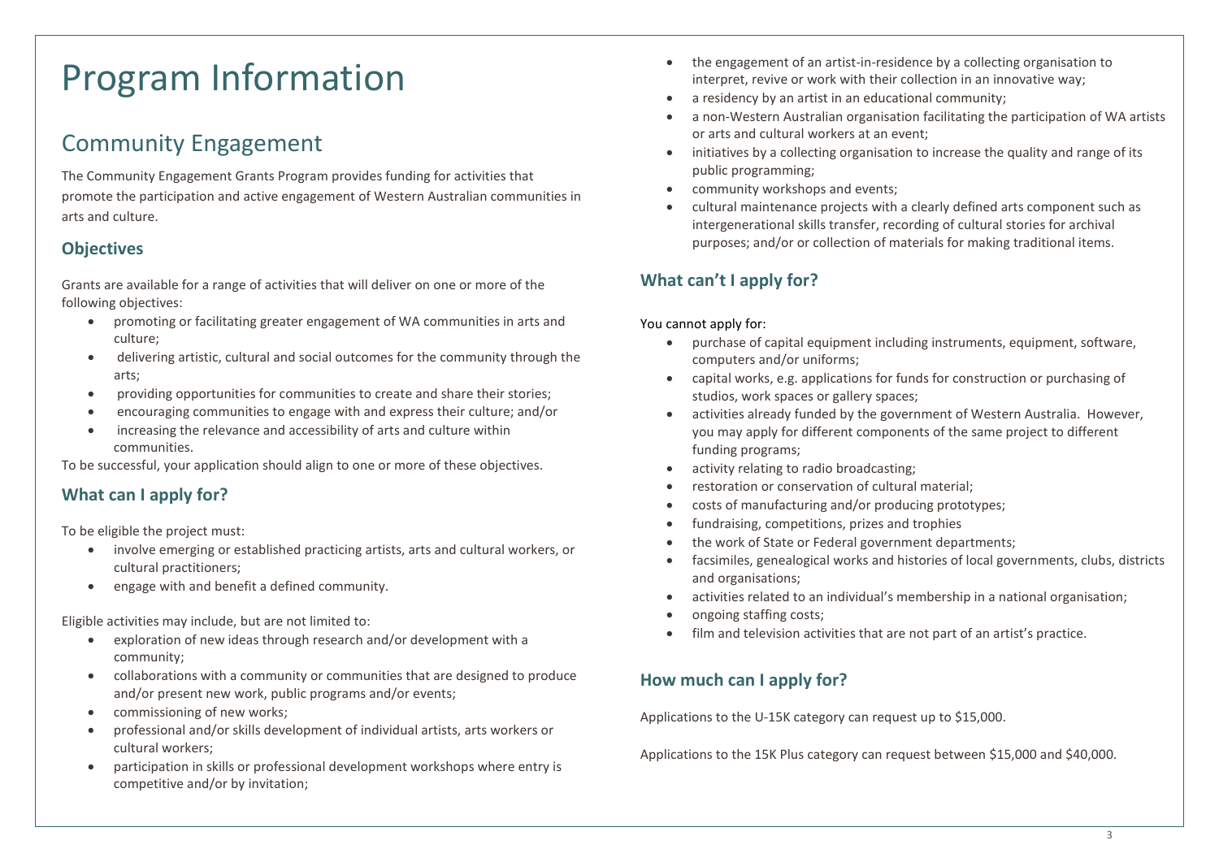# Program Information

## Community Engagement

The Community Engagement Grants Program provides funding for activities that promote the participation and active engagement of Western Australian communities in arts and culture.

### Objectives

Grants are available for a range of activities that will deliver on one or more of the following objectives:

- promoting or facilitating greater engagement of WA communities in arts and culture;
- delivering artistic, cultural and social outcomes for the community through the arts;
- providing opportunities for communities to create and share their stories;
- encouraging communities to engage with and express their culture; and/or
- increasing the relevance and accessibility of arts and culture within communities.

To be successful, your application should align to one or more of these objectives.

### What can I apply for?

To be eligible the project must:

- involve emerging or established practicing artists, arts and cultural workers, or cultural practitioners;
- engage with and benefit a defined community.

Eligible activities may include, but are not limited to:

- exploration of new ideas through research and/or development with a community;
- collaborations with a community or communities that are designed to produce and/or present new work, public programs and/or events;
- commissioning of new works;
- professional and/or skills development of individual artists, arts workers or cultural workers;
- participation in skills or professional development workshops where entry is competitive and/or by invitation;
- the engagement of an artist-in-residence by a collecting organisation to interpret, revive or work with their collection in an innovative way;
- a residency by an artist in an educational community;
- a non-Western Australian organisation facilitating the participation of WA artists or arts and cultural workers at an event;
- initiatives by a collecting organisation to increase the quality and range of its public programming;
- community workshops and events;
- cultural maintenance projects with a clearly defined arts component such as intergenerational skills transfer, recording of cultural stories for archival purposes; and/or or collection of materials for making traditional items.

### What can't I apply for?

You cannot apply for:

- purchase of capital equipment including instruments, equipment, software, computers and/or uniforms;
- capital works, e.g. applications for funds for construction or purchasing of studios, work spaces or gallery spaces;
- activities already funded by the government of Western Australia. However, you may apply for different components of the same project to different funding programs;
- activity relating to radio broadcasting;
- restoration or conservation of cultural material;
- costs of manufacturing and/or producing prototypes;
- fundraising, competitions, prizes and trophies
- the work of State or Federal government departments;
- facsimiles, genealogical works and histories of local governments, clubs, districts and organisations;
- activities related to an individual's membership in a national organisation;
- ongoing staffing costs;
- film and television activities that are not part of an artist's practice.

### How much can I apply for?

Applications to the U-15K category can request up to $15,000.

Applications to the 15K Plus category can request between $15,000 and $40,000.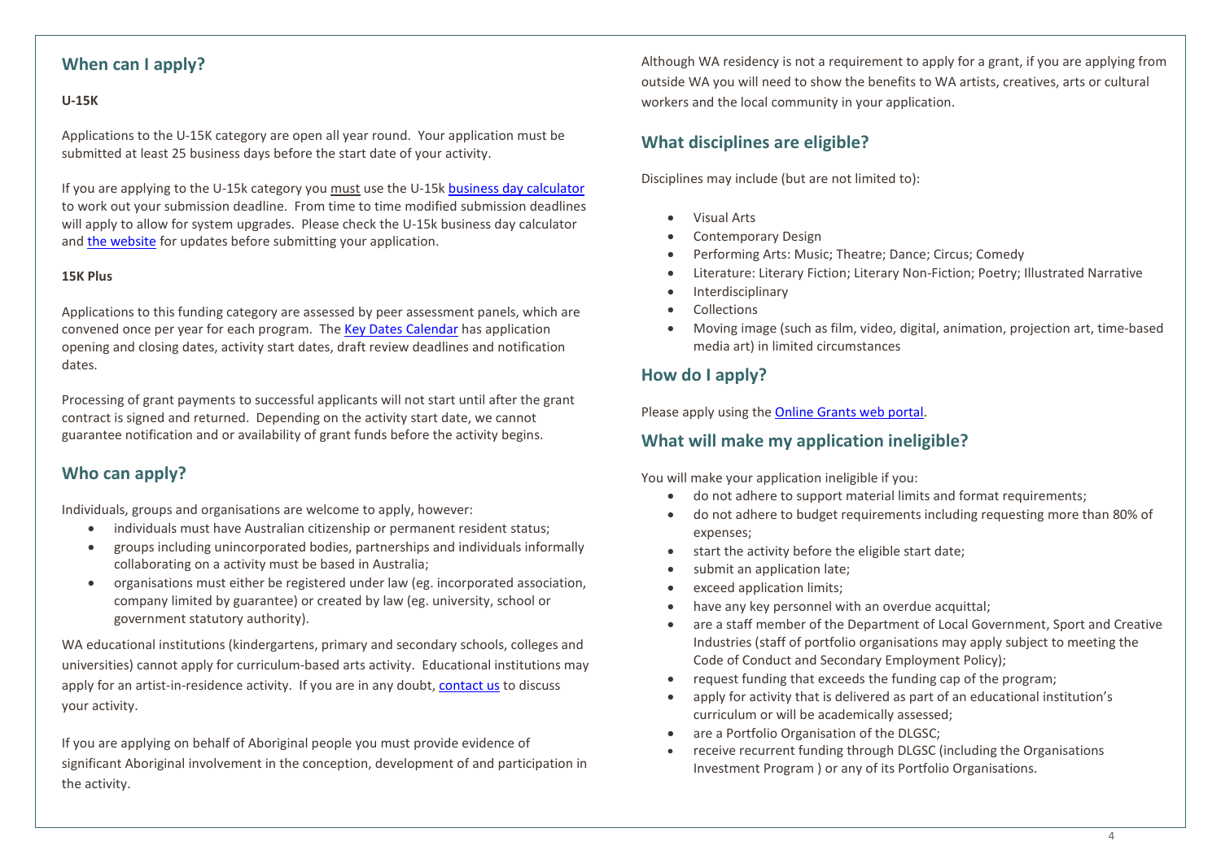## When can I apply?

**U-15K**

Applications to the U-15K category are open all year round. Your application must be submitted at least 25 business days before the start date of your activity.

If you are applying to the U-15k category you must use the U-15k [business day calculator](#) to work out your submission deadline. From time to time modified submission deadlines will apply to allow for system upgrades. Please check the U-15k business day calculator and [the website](#) for updates before submitting your application.

**15K Plus**

Applications to this funding category are assessed by peer assessment panels, which are convened once per year for each program. The [Key Dates Calendar](#) has application opening and closing dates, activity start dates, draft review deadlines and notification dates.

Processing of grant payments to successful applicants will not start until after the grant contract is signed and returned. Depending on the activity start date, we cannot guarantee notification and or availability of grant funds before the activity begins.

## Who can apply?

Individuals, groups and organisations are welcome to apply, however:

- individuals must have Australian citizenship or permanent resident status;
- groups including unincorporated bodies, partnerships and individuals informally collaborating on a activity must be based in Australia;
- organisations must either be registered under law (eg. incorporated association, company limited by guarantee) or created by law (eg. university, school or government statutory authority).

WA educational institutions (kindergartens, primary and secondary schools, colleges and universities) cannot apply for curriculum-based arts activity. Educational institutions may apply for an artist-in-residence activity. If you are in any doubt, [contact us](#) to discuss your activity.

If you are applying on behalf of Aboriginal people you must provide evidence of significant Aboriginal involvement in the conception, development of and participation in the activity.

Although WA residency is not a requirement to apply for a grant, if you are applying from outside WA you will need to show the benefits to WA artists, creatives, arts or cultural workers and the local community in your application.

## What disciplines are eligible?

Disciplines may include (but are not limited to):

- Visual Arts
- Contemporary Design
- Performing Arts: Music; Theatre; Dance; Circus; Comedy
- Literature: Literary Fiction; Literary Non-Fiction; Poetry; Illustrated Narrative
- Interdisciplinary
- Collections
- Moving image (such as film, video, digital, animation, projection art, time-based media art) in limited circumstances

## How do I apply?

Please apply using the [Online Grants web portal](#).

## What will make my application ineligible?

You will make your application ineligible if you:

- do not adhere to support material limits and format requirements;
- do not adhere to budget requirements including requesting more than 80% of expenses;
- start the activity before the eligible start date;
- submit an application late;
- exceed application limits;
- have any key personnel with an overdue acquittal;
- are a staff member of the Department of Local Government, Sport and Creative Industries (staff of portfolio organisations may apply subject to meeting the Code of Conduct and Secondary Employment Policy);
- request funding that exceeds the funding cap of the program;
- apply for activity that is delivered as part of an educational institution's curriculum or will be academically assessed;
- are a Portfolio Organisation of the DLGSC;
- receive recurrent funding through DLGSC (including the Organisations Investment Program ) or any of its Portfolio Organisations.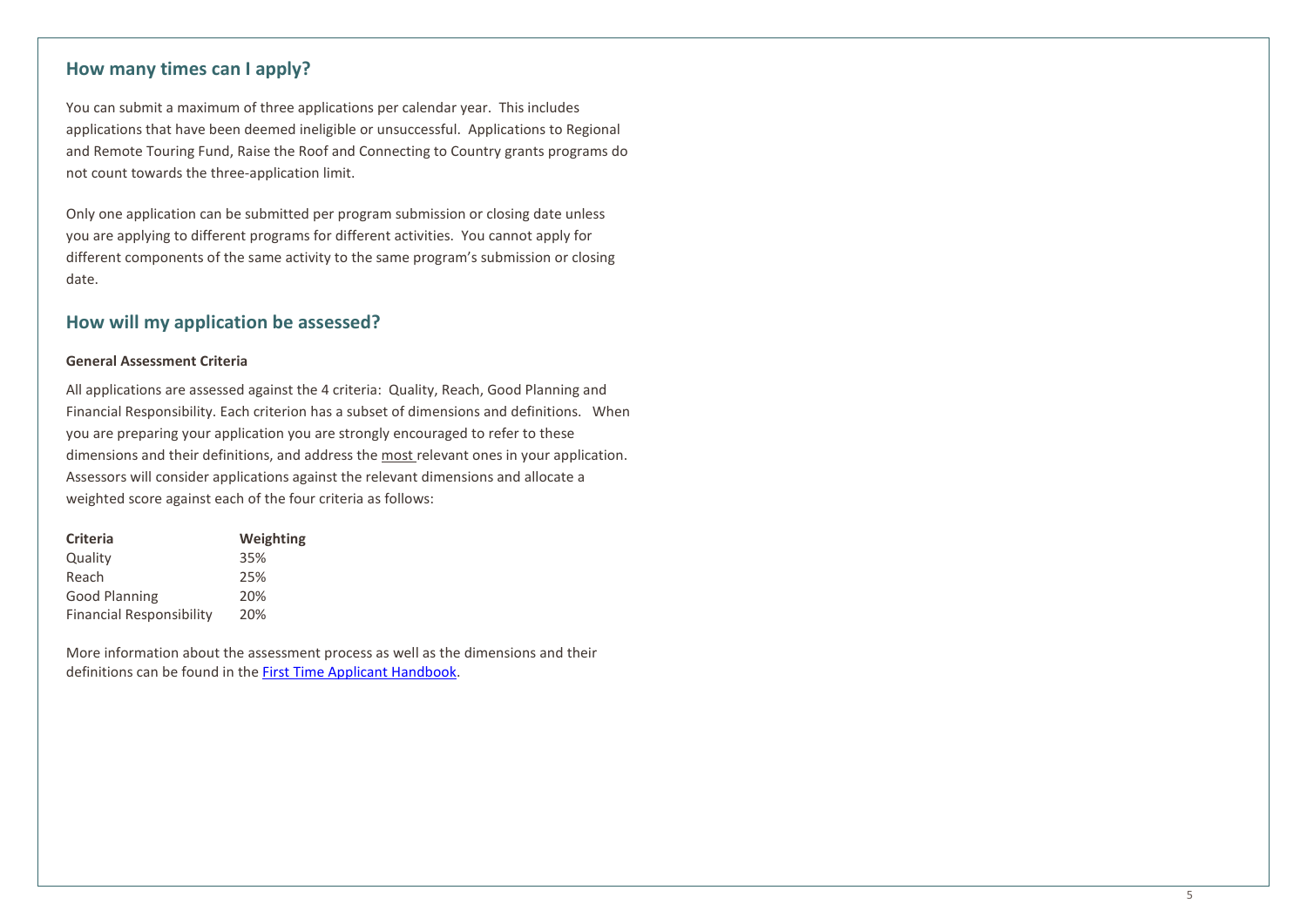## How many times can I apply?

You can submit a maximum of three applications per calendar year. This includes applications that have been deemed ineligible or unsuccessful. Applications to Regional and Remote Touring Fund, Raise the Roof and Connecting to Country grants programs do not count towards the three-application limit.

Only one application can be submitted per program submission or closing date unless you are applying to different programs for different activities. You cannot apply for different components of the same activity to the same program's submission or closing date.

## How will my application be assessed?

**General Assessment Criteria**

All applications are assessed against the 4 criteria: Quality, Reach, Good Planning and Financial Responsibility. Each criterion has a subset of dimensions and definitions. When you are preparing your application you are strongly encouraged to refer to these dimensions and their definitions, and address the most relevant ones in your application. Assessors will consider applications against the relevant dimensions and allocate a weighted score against each of the four criteria as follows:

| Criteria | Weighting |
|---|---|
| Quality | 35% |
| Reach | 25% |
| Good Planning | 20% |
| Financial Responsibility | 20% |

More information about the assessment process as well as the dimensions and their definitions can be found in the First Time Applicant Handbook.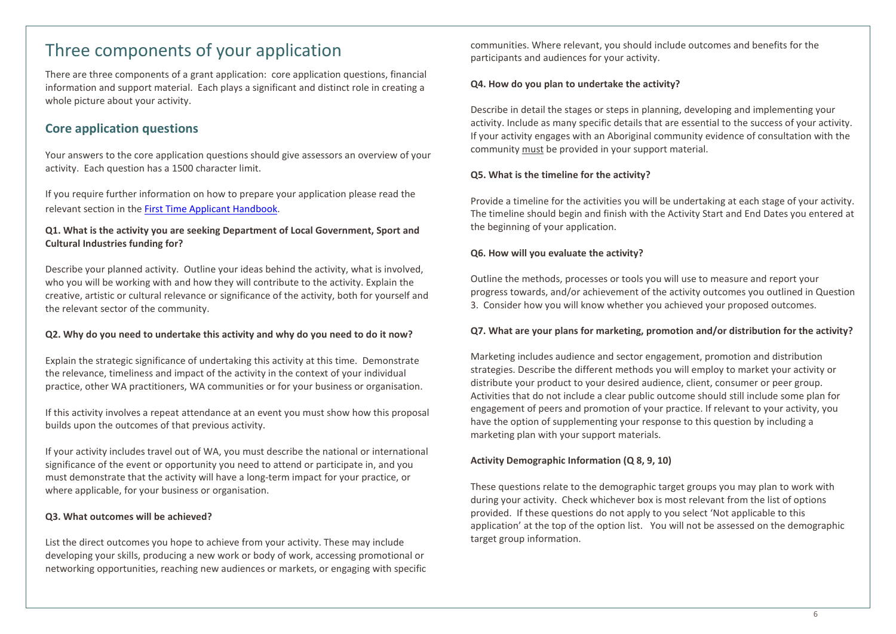# Three components of your application

There are three components of a grant application: core application questions, financial information and support material. Each plays a significant and distinct role in creating a whole picture about your activity.

## Core application questions

Your answers to the core application questions should give assessors an overview of your activity. Each question has a 1500 character limit.

If you require further information on how to prepare your application please read the relevant section in the [First Time Applicant Handbook](First Time Applicant Handbook).

**Q1. What is the activity you are seeking Department of Local Government, Sport and Cultural Industries funding for?**

Describe your planned activity. Outline your ideas behind the activity, what is involved, who you will be working with and how they will contribute to the activity. Explain the creative, artistic or cultural relevance or significance of the activity, both for yourself and the relevant sector of the community.

**Q2. Why do you need to undertake this activity and why do you need to do it now?**

Explain the strategic significance of undertaking this activity at this time. Demonstrate the relevance, timeliness and impact of the activity in the context of your individual practice, other WA practitioners, WA communities or for your business or organisation.

If this activity involves a repeat attendance at an event you must show how this proposal builds upon the outcomes of that previous activity.

If your activity includes travel out of WA, you must describe the national or international significance of the event or opportunity you need to attend or participate in, and you must demonstrate that the activity will have a long-term impact for your practice, or where applicable, for your business or organisation.

**Q3. What outcomes will be achieved?**

List the direct outcomes you hope to achieve from your activity. These may include developing your skills, producing a new work or body of work, accessing promotional or networking opportunities, reaching new audiences or markets, or engaging with specific communities. Where relevant, you should include outcomes and benefits for the participants and audiences for your activity.

**Q4. How do you plan to undertake the activity?**

Describe in detail the stages or steps in planning, developing and implementing your activity. Include as many specific details that are essential to the success of your activity. If your activity engages with an Aboriginal community evidence of consultation with the community must be provided in your support material.

**Q5. What is the timeline for the activity?**

Provide a timeline for the activities you will be undertaking at each stage of your activity. The timeline should begin and finish with the Activity Start and End Dates you entered at the beginning of your application.

**Q6. How will you evaluate the activity?**

Outline the methods, processes or tools you will use to measure and report your progress towards, and/or achievement of the activity outcomes you outlined in Question 3. Consider how you will know whether you achieved your proposed outcomes.

**Q7. What are your plans for marketing, promotion and/or distribution for the activity?**

Marketing includes audience and sector engagement, promotion and distribution strategies. Describe the different methods you will employ to market your activity or distribute your product to your desired audience, client, consumer or peer group. Activities that do not include a clear public outcome should still include some plan for engagement of peers and promotion of your practice. If relevant to your activity, you have the option of supplementing your response to this question by including a marketing plan with your support materials.

**Activity Demographic Information (Q 8, 9, 10)**

These questions relate to the demographic target groups you may plan to work with during your activity. Check whichever box is most relevant from the list of options provided. If these questions do not apply to you select 'Not applicable to this application' at the top of the option list. You will not be assessed on the demographic target group information.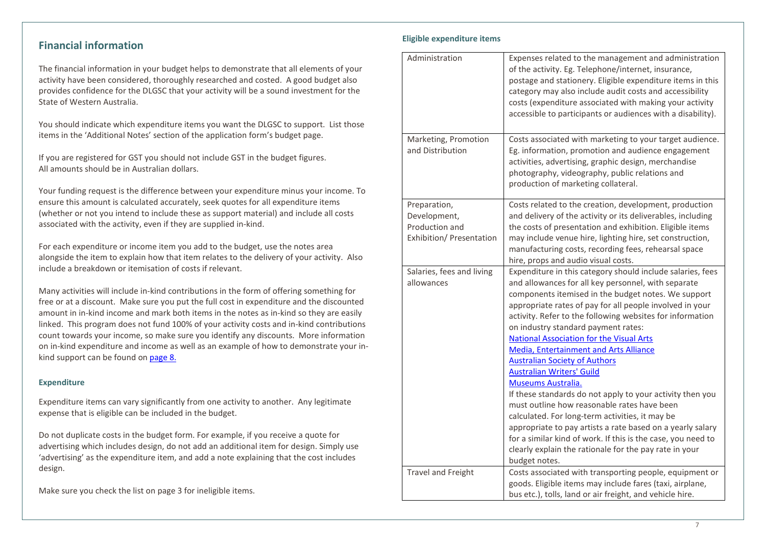## Financial information

The financial information in your budget helps to demonstrate that all elements of your activity have been considered, thoroughly researched and costed. A good budget also provides confidence for the DLGSC that your activity will be a sound investment for the State of Western Australia.

You should indicate which expenditure items you want the DLGSC to support. List those items in the 'Additional Notes' section of the application form's budget page.

If you are registered for GST you should not include GST in the budget figures.
All amounts should be in Australian dollars.

Your funding request is the difference between your expenditure minus your income. To ensure this amount is calculated accurately, seek quotes for all expenditure items (whether or not you intend to include these as support material) and include all costs associated with the activity, even if they are supplied in-kind.

For each expenditure or income item you add to the budget, use the notes area alongside the item to explain how that item relates to the delivery of your activity. Also include a breakdown or itemisation of costs if relevant.

Many activities will include in-kind contributions in the form of offering something for free or at a discount. Make sure you put the full cost in expenditure and the discounted amount in in-kind income and mark both items in the notes as in-kind so they are easily linked. This program does not fund 100% of your activity costs and in-kind contributions count towards your income, so make sure you identify any discounts. More information on in-kind expenditure and income as well as an example of how to demonstrate your in-kind support can be found on [page 8.](#)

### Expenditure

Expenditure items can vary significantly from one activity to another. Any legitimate expense that is eligible can be included in the budget.

Do not duplicate costs in the budget form. For example, if you receive a quote for advertising which includes design, do not add an additional item for design. Simply use 'advertising' as the expenditure item, and add a note explaining that the cost includes design.

Make sure you check the list on page 3 for ineligible items.

### Eligible expenditure items

| | |
|---|---|
| Administration | Expenses related to the management and administration of the activity. Eg. Telephone/internet, insurance, postage and stationery. Eligible expenditure items in this category may also include audit costs and accessibility costs (expenditure associated with making your activity accessible to participants or audiences with a disability). |
| Marketing, Promotion and Distribution | Costs associated with marketing to your target audience. Eg. information, promotion and audience engagement activities, advertising, graphic design, merchandise photography, videography, public relations and production of marketing collateral. |
| Preparation, Development, Production and Exhibition/ Presentation | Costs related to the creation, development, production and delivery of the activity or its deliverables, including the costs of presentation and exhibition. Eligible items may include venue hire, lighting hire, set construction, manufacturing costs, recording fees, rehearsal space hire, props and audio visual costs. |
| Salaries, fees and living allowances | Expenditure in this category should include salaries, fees and allowances for all key personnel, with separate components itemised in the budget notes. We support appropriate rates of pay for all people involved in your activity. Refer to the following websites for information on industry standard payment rates: [National Association for the Visual Arts](#) [Media, Entertainment and Arts Alliance](#) [Australian Society of Authors](#) [Australian Writers' Guild](#) [Museums Australia.](#) If these standards do not apply to your activity then you must outline how reasonable rates have been calculated. For long-term activities, it may be appropriate to pay artists a rate based on a yearly salary for a similar kind of work. If this is the case, you need to clearly explain the rationale for the pay rate in your budget notes. |
| Travel and Freight | Costs associated with transporting people, equipment or goods. Eligible items may include fares (taxi, airplane, bus etc.), tolls, land or air freight, and vehicle hire. |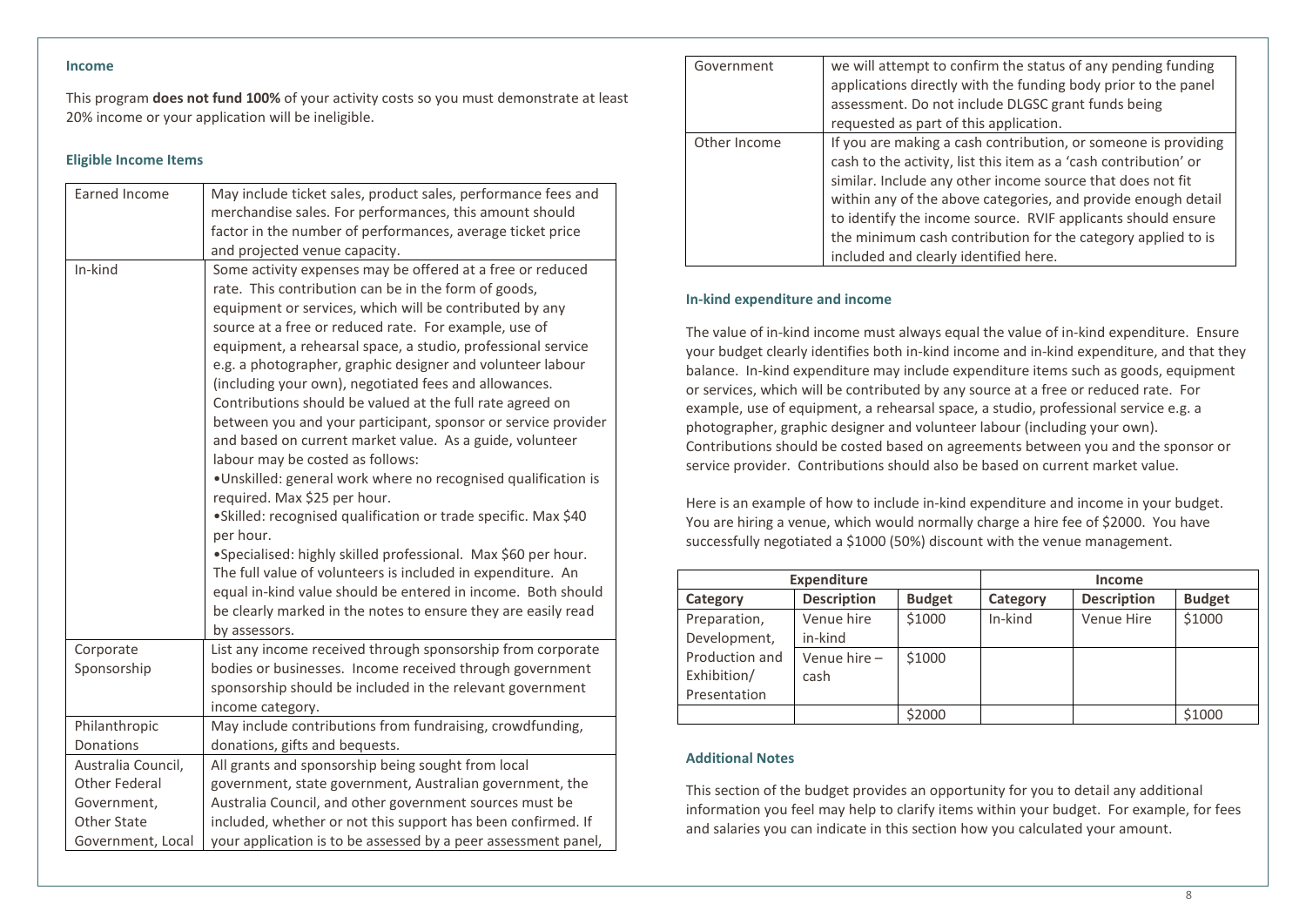### Income

This program **does not fund 100%** of your activity costs so you must demonstrate at least 20% income or your application will be ineligible.

### Eligible Income Items

| | |
|---|---|
| Earned Income | May include ticket sales, product sales, performance fees and merchandise sales. For performances, this amount should factor in the number of performances, average ticket price and projected venue capacity. |
| In-kind | Some activity expenses may be offered at a free or reduced rate. This contribution can be in the form of goods, equipment or services, which will be contributed by any source at a free or reduced rate. For example, use of equipment, a rehearsal space, a studio, professional service e.g. a photographer, graphic designer and volunteer labour (including your own), negotiated fees and allowances. Contributions should be valued at the full rate agreed on between you and your participant, sponsor or service provider and based on current market value. As a guide, volunteer labour may be costed as follows:<br>•Unskilled: general work where no recognised qualification is required. Max $25 per hour.<br>•Skilled: recognised qualification or trade specific. Max $40 per hour.<br>•Specialised: highly skilled professional. Max $60 per hour.<br>The full value of volunteers is included in expenditure. An equal in-kind value should be entered in income. Both should be clearly marked in the notes to ensure they are easily read by assessors. |
| Corporate Sponsorship | List any income received through sponsorship from corporate bodies or businesses. Income received through government sponsorship should be included in the relevant government income category. |
| Philanthropic Donations | May include contributions from fundraising, crowdfunding, donations, gifts and bequests. |
| Australia Council, Other Federal Government, Other State Government, Local Government | All grants and sponsorship being sought from local government, state government, Australian government, the Australia Council, and other government sources must be included, whether or not this support has been confirmed. If your application is to be assessed by a peer assessment panel, we will attempt to confirm the status of any pending funding applications directly with the funding body prior to the panel assessment. Do not include DLGSC grant funds being requested as part of this application. |
| Other Income | If you are making a cash contribution, or someone is providing cash to the activity, list this item as a 'cash contribution' or similar. Include any other income source that does not fit within any of the above categories, and provide enough detail to identify the income source. RVIF applicants should ensure the minimum cash contribution for the category applied to is included and clearly identified here. |

### In-kind expenditure and income

The value of in-kind income must always equal the value of in-kind expenditure. Ensure your budget clearly identifies both in-kind income and in-kind expenditure, and that they balance. In-kind expenditure may include expenditure items such as goods, equipment or services, which will be contributed by any source at a free or reduced rate. For example, use of equipment, a rehearsal space, a studio, professional service e.g. a photographer, graphic designer and volunteer labour (including your own). Contributions should be costed based on agreements between you and the sponsor or service provider. Contributions should also be based on current market value.

Here is an example of how to include in-kind expenditure and income in your budget. You are hiring a venue, which would normally charge a hire fee of $2000. You have successfully negotiated a $1000 (50%) discount with the venue management.

| **Expenditure** | | | **Income** | | |
|---|---|---|---|---|---|
| **Category** | **Description** | **Budget** | **Category** | **Description** | **Budget** |
| Preparation, Development, Production and Exhibition/ Presentation | Venue hire in-kind | $1000 | In-kind | Venue Hire | $1000 |
| | Venue hire – cash | $1000 | | | |
| | | $2000 | | | $1000 |

### Additional Notes

This section of the budget provides an opportunity for you to detail any additional information you feel may help to clarify items within your budget. For example, for fees and salaries you can indicate in this section how you calculated your amount.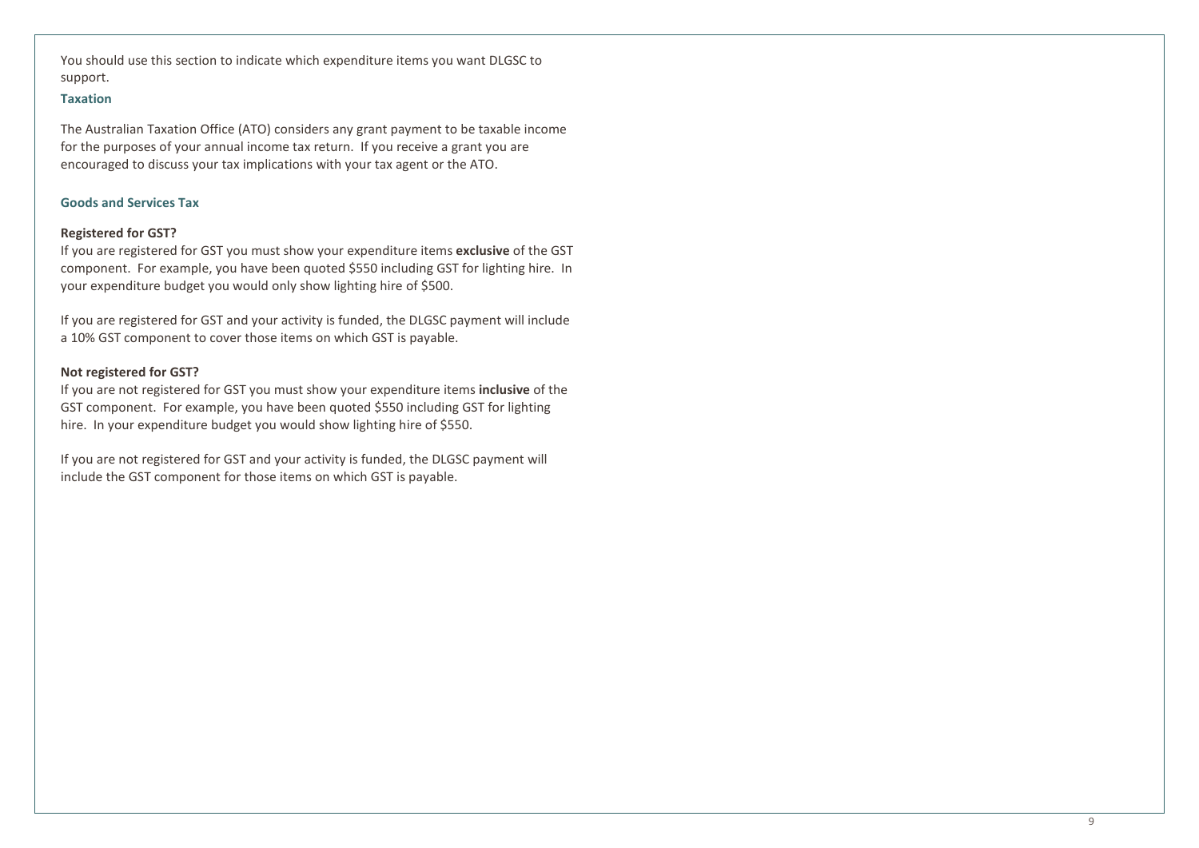You should use this section to indicate which expenditure items you want DLGSC to support.

### Taxation

The Australian Taxation Office (ATO) considers any grant payment to be taxable income for the purposes of your annual income tax return. If you receive a grant you are encouraged to discuss your tax implications with your tax agent or the ATO.

### Goods and Services Tax

**Registered for GST?**

If you are registered for GST you must show your expenditure items **exclusive** of the GST component. For example, you have been quoted $550 including GST for lighting hire. In your expenditure budget you would only show lighting hire of $500.

If you are registered for GST and your activity is funded, the DLGSC payment will include a 10% GST component to cover those items on which GST is payable.

**Not registered for GST?**

If you are not registered for GST you must show your expenditure items **inclusive** of the GST component. For example, you have been quoted $550 including GST for lighting hire. In your expenditure budget you would show lighting hire of $550.

If you are not registered for GST and your activity is funded, the DLGSC payment will include the GST component for those items on which GST is payable.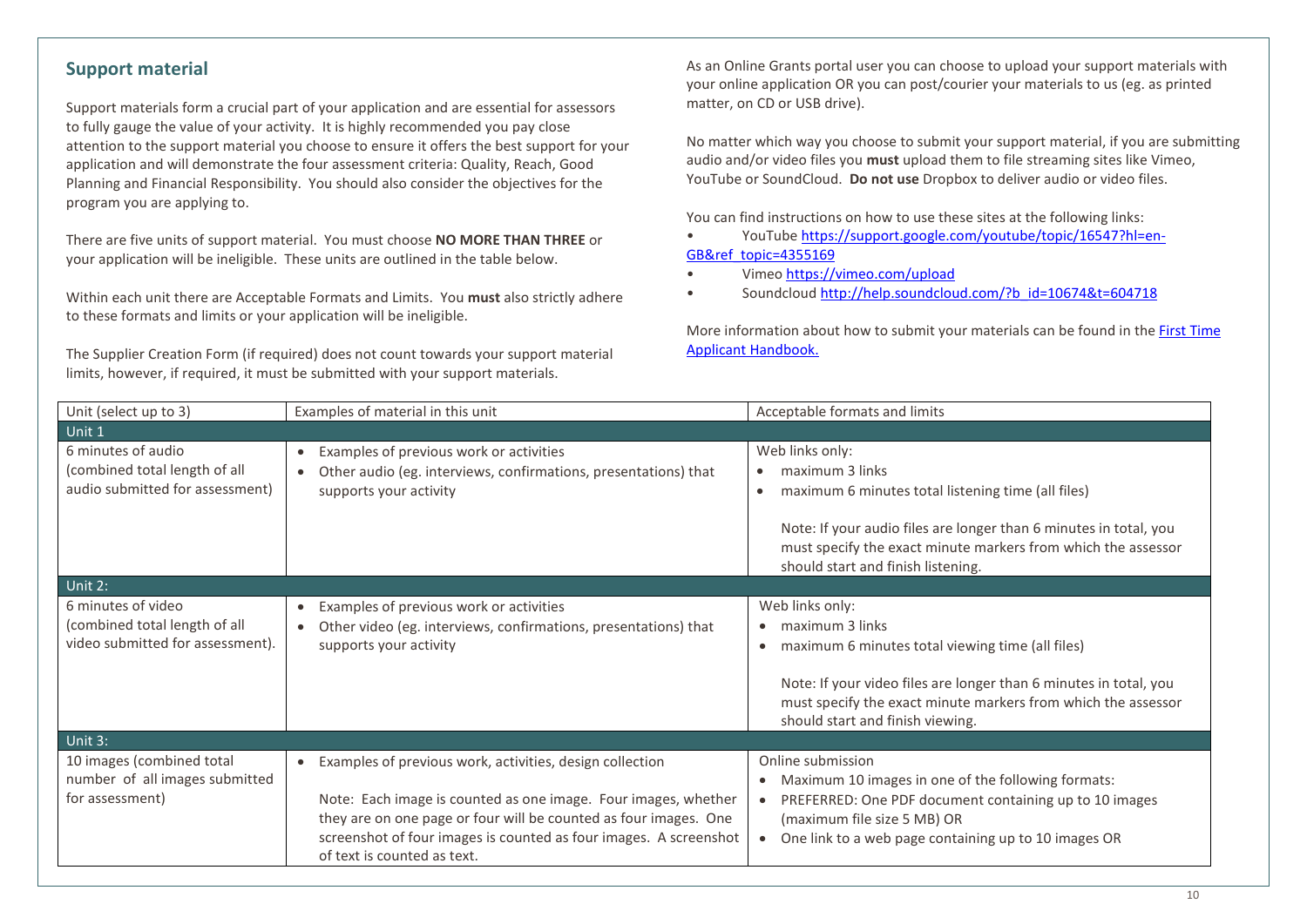## Support material

Support materials form a crucial part of your application and are essential for assessors to fully gauge the value of your activity. It is highly recommended you pay close attention to the support material you choose to ensure it offers the best support for your application and will demonstrate the four assessment criteria: Quality, Reach, Good Planning and Financial Responsibility. You should also consider the objectives for the program you are applying to.

There are five units of support material. You must choose **NO MORE THAN THREE** or your application will be ineligible. These units are outlined in the table below.

Within each unit there are Acceptable Formats and Limits. You **must** also strictly adhere to these formats and limits or your application will be ineligible.

The Supplier Creation Form (if required) does not count towards your support material limits, however, if required, it must be submitted with your support materials.

As an Online Grants portal user you can choose to upload your support materials with your online application OR you can post/courier your materials to us (eg. as printed matter, on CD or USB drive).

No matter which way you choose to submit your support material, if you are submitting audio and/or video files you **must** upload them to file streaming sites like Vimeo, YouTube or SoundCloud. **Do not use** Dropbox to deliver audio or video files.

You can find instructions on how to use these sites at the following links:

- YouTube [https://support.google.com/youtube/topic/16547?hl=en-GB&ref_topic=4355169](https://support.google.com/youtube/topic/16547?hl=en-GB&ref_topic=4355169)
- Vimeo [https://vimeo.com/upload](https://vimeo.com/upload)
- Soundcloud [http://help.soundcloud.com/?b_id=10674&t=604718](http://help.soundcloud.com/?b_id=10674&t=604718)

More information about how to submit your materials can be found in the [First Time Applicant Handbook.]()

| Unit (select up to 3) | Examples of material in this unit | Acceptable formats and limits |
|---|---|---|
| **Unit 1** | | |
| 6 minutes of audio (combined total length of all audio submitted for assessment) | • Examples of previous work or activities<br>• Other audio (eg. interviews, confirmations, presentations) that supports your activity | Web links only:<br>• maximum 3 links<br>• maximum 6 minutes total listening time (all files)<br><br>Note: If your audio files are longer than 6 minutes in total, you must specify the exact minute markers from which the assessor should start and finish listening. |
| **Unit 2:** | | |
| 6 minutes of video (combined total length of all video submitted for assessment). | • Examples of previous work or activities<br>• Other video (eg. interviews, confirmations, presentations) that supports your activity | Web links only:<br>• maximum 3 links<br>• maximum 6 minutes total viewing time (all files)<br><br>Note: If your video files are longer than 6 minutes in total, you must specify the exact minute markers from which the assessor should start and finish viewing. |
| **Unit 3:** | | |
| 10 images (combined total number of all images submitted for assessment) | • Examples of previous work, activities, design collection<br><br>Note: Each image is counted as one image. Four images, whether they are on one page or four will be counted as four images. One screenshot of four images is counted as four images. A screenshot of text is counted as text. | Online submission<br>• Maximum 10 images in one of the following formats:<br>• PREFERRED: One PDF document containing up to 10 images (maximum file size 5 MB) OR<br>• One link to a web page containing up to 10 images OR |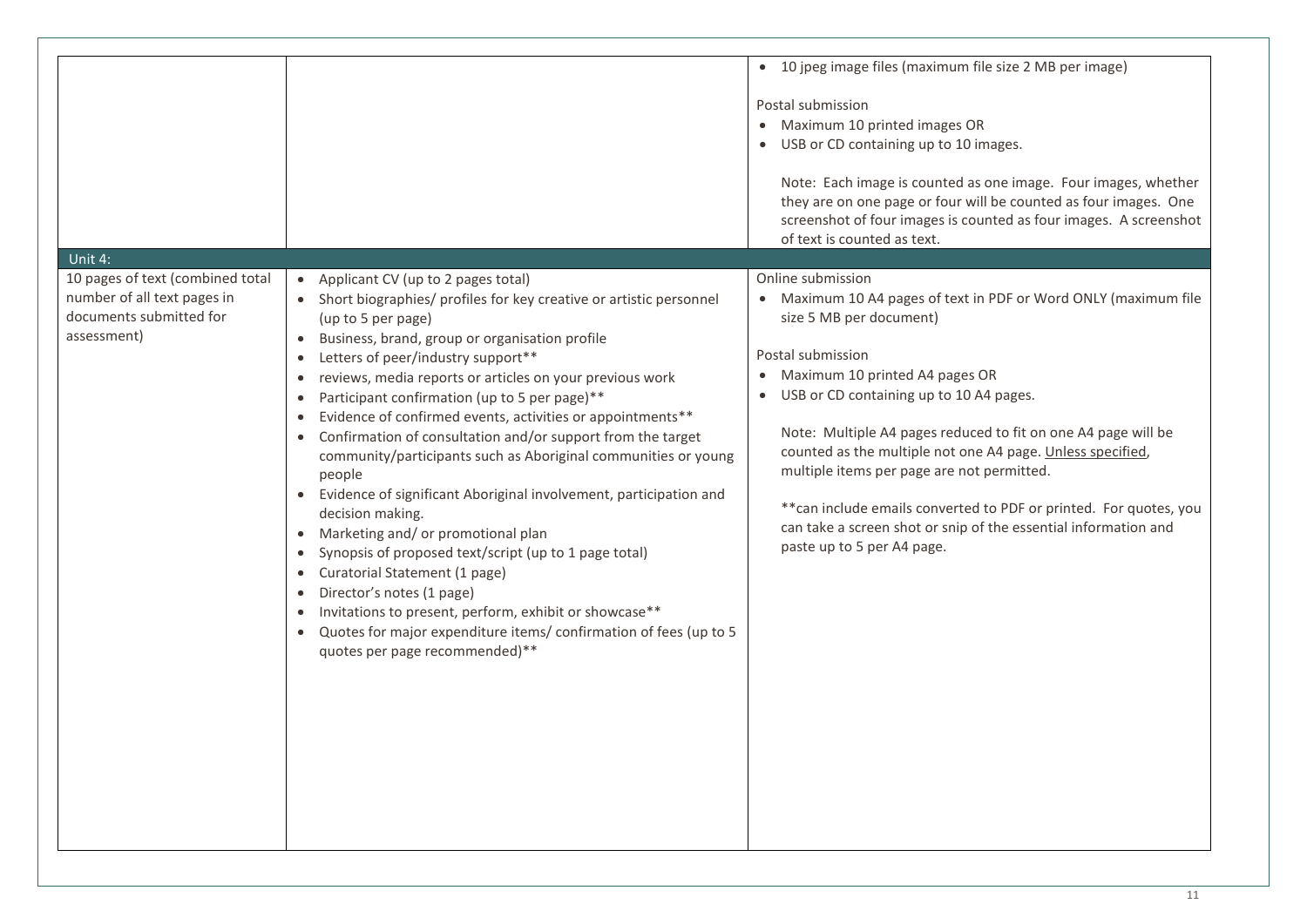| | | |
|---|---|---|
| | | • 10 jpeg image files (maximum file size 2 MB per image)<br><br>Postal submission<br>• Maximum 10 printed images OR<br>• USB or CD containing up to 10 images.<br><br>Note: Each image is counted as one image. Four images, whether they are on one page or four will be counted as four images. One screenshot of four images is counted as four images. A screenshot of text is counted as text. |
| **Unit 4:** | | |
| 10 pages of text (combined total number of all text pages in documents submitted for assessment) | • Applicant CV (up to 2 pages total)<br>• Short biographies/ profiles for key creative or artistic personnel (up to 5 per page)<br>• Business, brand, group or organisation profile<br>• Letters of peer/industry support**<br>• reviews, media reports or articles on your previous work<br>• Participant confirmation (up to 5 per page)**<br>• Evidence of confirmed events, activities or appointments**<br>• Confirmation of consultation and/or support from the target community/participants such as Aboriginal communities or young people<br>• Evidence of significant Aboriginal involvement, participation and decision making.<br>• Marketing and/ or promotional plan<br>• Synopsis of proposed text/script (up to 1 page total)<br>• Curatorial Statement (1 page)<br>• Director's notes (1 page)<br>• Invitations to present, perform, exhibit or showcase**<br>• Quotes for major expenditure items/ confirmation of fees (up to 5 quotes per page recommended)** | Online submission<br>• Maximum 10 A4 pages of text in PDF or Word ONLY (maximum file size 5 MB per document)<br><br>Postal submission<br>• Maximum 10 printed A4 pages OR<br>• USB or CD containing up to 10 A4 pages.<br><br>Note: Multiple A4 pages reduced to fit on one A4 page will be counted as the multiple not one A4 page. <u>Unless specified</u>, multiple items per page are not permitted.<br><br>**can include emails converted to PDF or printed. For quotes, you can take a screen shot or snip of the essential information and paste up to 5 per A4 page. |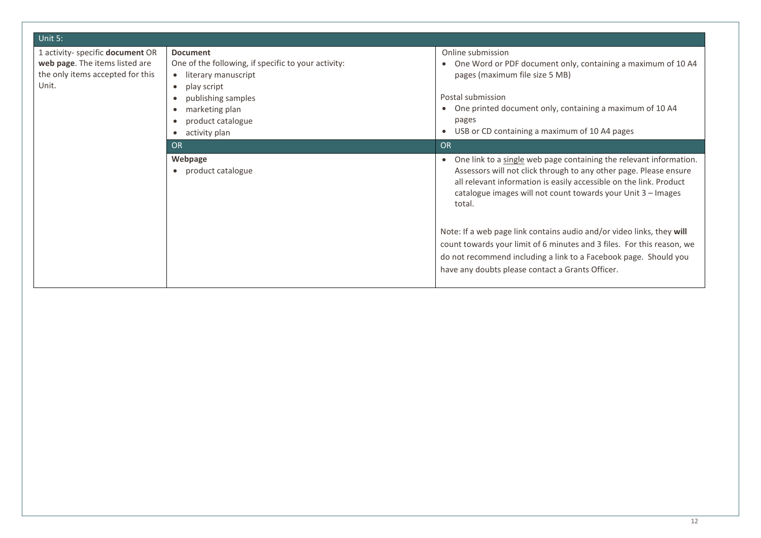| Unit 5: | | |
|---|---|---|
| 1 activity- specific **document** OR **web page**. The items listed are the only items accepted for this Unit. | **Document**<br>One of the following, if specific to your activity:<br>• literary manuscript<br>• play script<br>• publishing samples<br>• marketing plan<br>• product catalogue<br>• activity plan | Online submission<br>• One Word or PDF document only, containing a maximum of 10 A4 pages (maximum file size 5 MB)<br><br>Postal submission<br>• One printed document only, containing a maximum of 10 A4 pages<br>• USB or CD containing a maximum of 10 A4 pages |
| | OR | OR |
| | **Webpage**<br>• product catalogue | • One link to a single web page containing the relevant information. Assessors will not click through to any other page. Please ensure all relevant information is easily accessible on the link. Product catalogue images will not count towards your Unit 3 – Images total.<br><br>Note: If a web page link contains audio and/or video links, they **will** count towards your limit of 6 minutes and 3 files. For this reason, we do not recommend including a link to a Facebook page. Should you have any doubts please contact a Grants Officer. |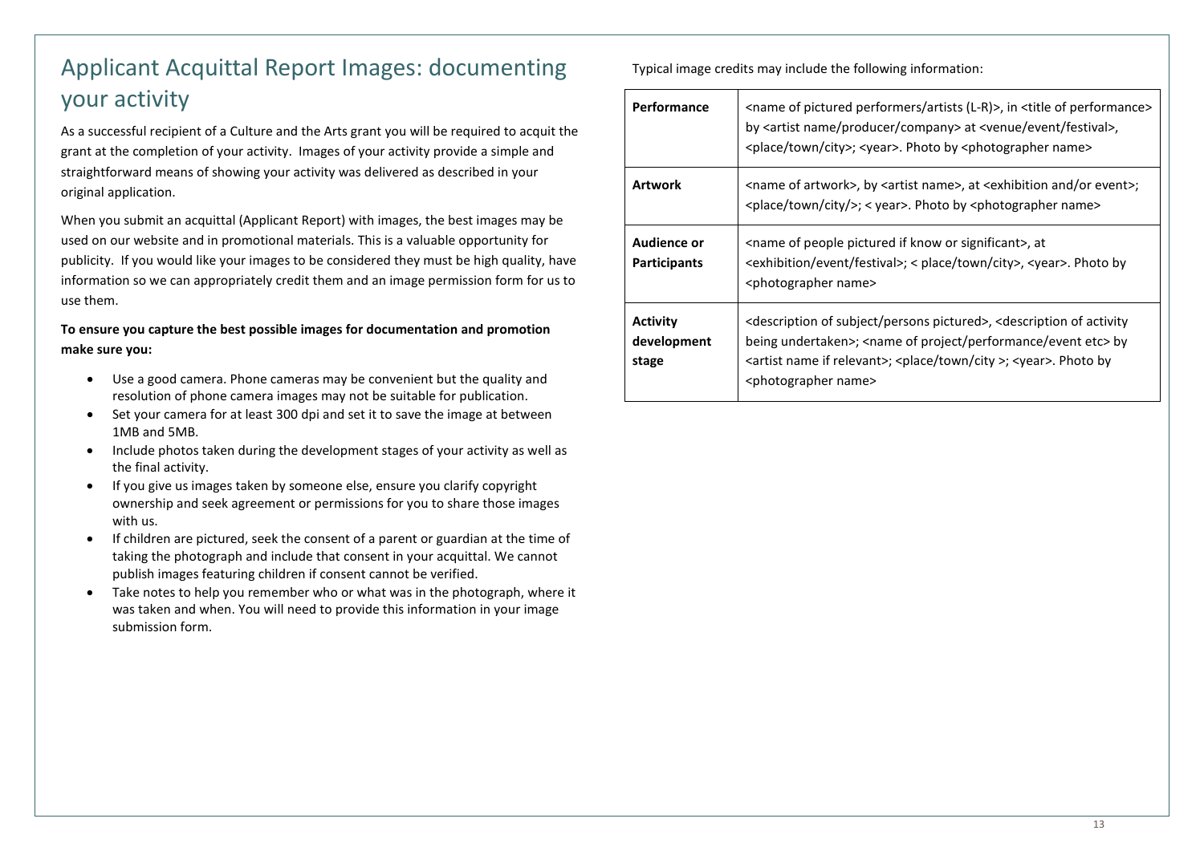# Applicant Acquittal Report Images: documenting your activity

As a successful recipient of a Culture and the Arts grant you will be required to acquit the grant at the completion of your activity. Images of your activity provide a simple and straightforward means of showing your activity was delivered as described in your original application.

When you submit an acquittal (Applicant Report) with images, the best images may be used on our website and in promotional materials. This is a valuable opportunity for publicity. If you would like your images to be considered they must be high quality, have information so we can appropriately credit them and an image permission form for us to use them.

**To ensure you capture the best possible images for documentation and promotion make sure you:**

- Use a good camera. Phone cameras may be convenient but the quality and resolution of phone camera images may not be suitable for publication.
- Set your camera for at least 300 dpi and set it to save the image at between 1MB and 5MB.
- Include photos taken during the development stages of your activity as well as the final activity.
- If you give us images taken by someone else, ensure you clarify copyright ownership and seek agreement or permissions for you to share those images with us.
- If children are pictured, seek the consent of a parent or guardian at the time of taking the photograph and include that consent in your acquittal. We cannot publish images featuring children if consent cannot be verified.
- Take notes to help you remember who or what was in the photograph, where it was taken and when. You will need to provide this information in your image submission form.

Typical image credits may include the following information:

| | |
|---|---|
| **Performance** | <name of pictured performers/artists (L-R)>, in <title of performance> by <artist name/producer/company> at <venue/event/festival>, <place/town/city>; <year>. Photo by <photographer name> |
| **Artwork** | <name of artwork>, by <artist name>, at <exhibition and/or event>; <place/town/city/>; < year>. Photo by <photographer name> |
| **Audience or Participants** | <name of people pictured if know or significant>, at <exhibition/event/festival>; < place/town/city>, <year>. Photo by <photographer name> |
| **Activity development stage** | <description of subject/persons pictured>, <description of activity being undertaken>; <name of project/performance/event etc> by <artist name if relevant>; <place/town/city >; <year>. Photo by <photographer name> |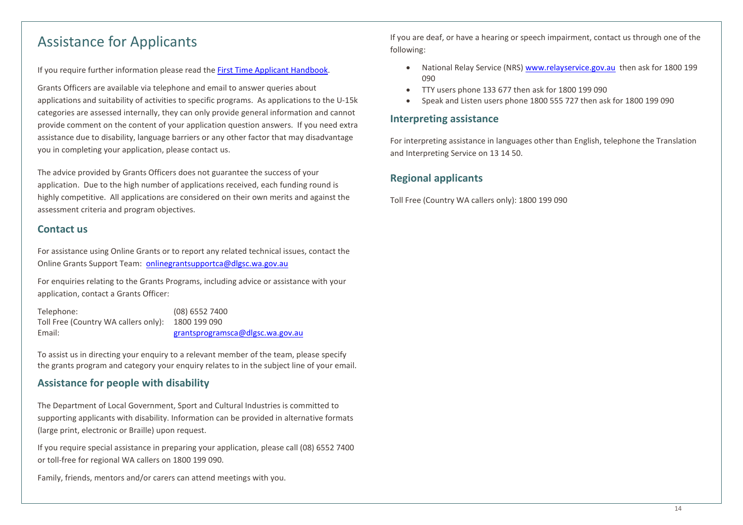# Assistance for Applicants

If you require further information please read the First Time Applicant Handbook.

Grants Officers are available via telephone and email to answer queries about applications and suitability of activities to specific programs. As applications to the U-15k categories are assessed internally, they can only provide general information and cannot provide comment on the content of your application question answers. If you need extra assistance due to disability, language barriers or any other factor that may disadvantage you in completing your application, please contact us.

The advice provided by Grants Officers does not guarantee the success of your application. Due to the high number of applications received, each funding round is highly competitive. All applications are considered on their own merits and against the assessment criteria and program objectives.

## Contact us

For assistance using Online Grants or to report any related technical issues, contact the Online Grants Support Team: onlinegrantsupportca@dlgsc.wa.gov.au

For enquiries relating to the Grants Programs, including advice or assistance with your application, contact a Grants Officer:

| | |
|---|---|
| Telephone: | (08) 6552 7400 |
| Toll Free (Country WA callers only): | 1800 199 090 |
| Email: | grantsprogramsca@dlgsc.wa.gov.au |

To assist us in directing your enquiry to a relevant member of the team, please specify the grants program and category your enquiry relates to in the subject line of your email.

## Assistance for people with disability

The Department of Local Government, Sport and Cultural Industries is committed to supporting applicants with disability. Information can be provided in alternative formats (large print, electronic or Braille) upon request.

If you require special assistance in preparing your application, please call (08) 6552 7400 or toll-free for regional WA callers on 1800 199 090.

Family, friends, mentors and/or carers can attend meetings with you.

If you are deaf, or have a hearing or speech impairment, contact us through one of the following:

- National Relay Service (NRS) www.relayservice.gov.au then ask for 1800 199 090
- TTY users phone 133 677 then ask for 1800 199 090
- Speak and Listen users phone 1800 555 727 then ask for 1800 199 090

## Interpreting assistance

For interpreting assistance in languages other than English, telephone the Translation and Interpreting Service on 13 14 50.

## Regional applicants

Toll Free (Country WA callers only): 1800 199 090